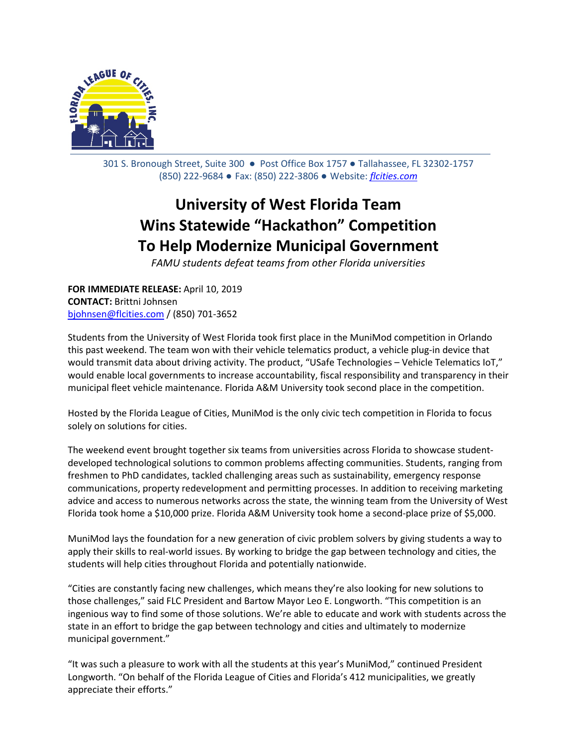301 S. Bronough Street, Suite 300 ● Post Office Box 1757 ● Tallahassee, FL 32302-1757
(850) 222-9684 ● Fax: (850) 222-3806 ● Website: *flcities.com*

# University of West Florida Team Wins Statewide "Hackathon" Competition To Help Modernize Municipal Government

*FAMU students defeat teams from other Florida universities*

**FOR IMMEDIATE RELEASE:** April 10, 2019
**CONTACT:** Brittni Johnsen
bjohnsen@flcities.com / (850) 701-3652

Students from the University of West Florida took first place in the MuniMod competition in Orlando this past weekend. The team won with their vehicle telematics product, a vehicle plug-in device that would transmit data about driving activity. The product, "USafe Technologies – Vehicle Telematics IoT," would enable local governments to increase accountability, fiscal responsibility and transparency in their municipal fleet vehicle maintenance. Florida A&M University took second place in the competition.

Hosted by the Florida League of Cities, MuniMod is the only civic tech competition in Florida to focus solely on solutions for cities.

The weekend event brought together six teams from universities across Florida to showcase student-developed technological solutions to common problems affecting communities. Students, ranging from freshmen to PhD candidates, tackled challenging areas such as sustainability, emergency response communications, property redevelopment and permitting processes. In addition to receiving marketing advice and access to numerous networks across the state, the winning team from the University of West Florida took home a $10,000 prize. Florida A&M University took home a second-place prize of $5,000.

MuniMod lays the foundation for a new generation of civic problem solvers by giving students a way to apply their skills to real-world issues. By working to bridge the gap between technology and cities, the students will help cities throughout Florida and potentially nationwide.

"Cities are constantly facing new challenges, which means they're also looking for new solutions to those challenges," said FLC President and Bartow Mayor Leo E. Longworth. "This competition is an ingenious way to find some of those solutions. We're able to educate and work with students across the state in an effort to bridge the gap between technology and cities and ultimately to modernize municipal government."

"It was such a pleasure to work with all the students at this year's MuniMod," continued President Longworth. "On behalf of the Florida League of Cities and Florida's 412 municipalities, we greatly appreciate their efforts."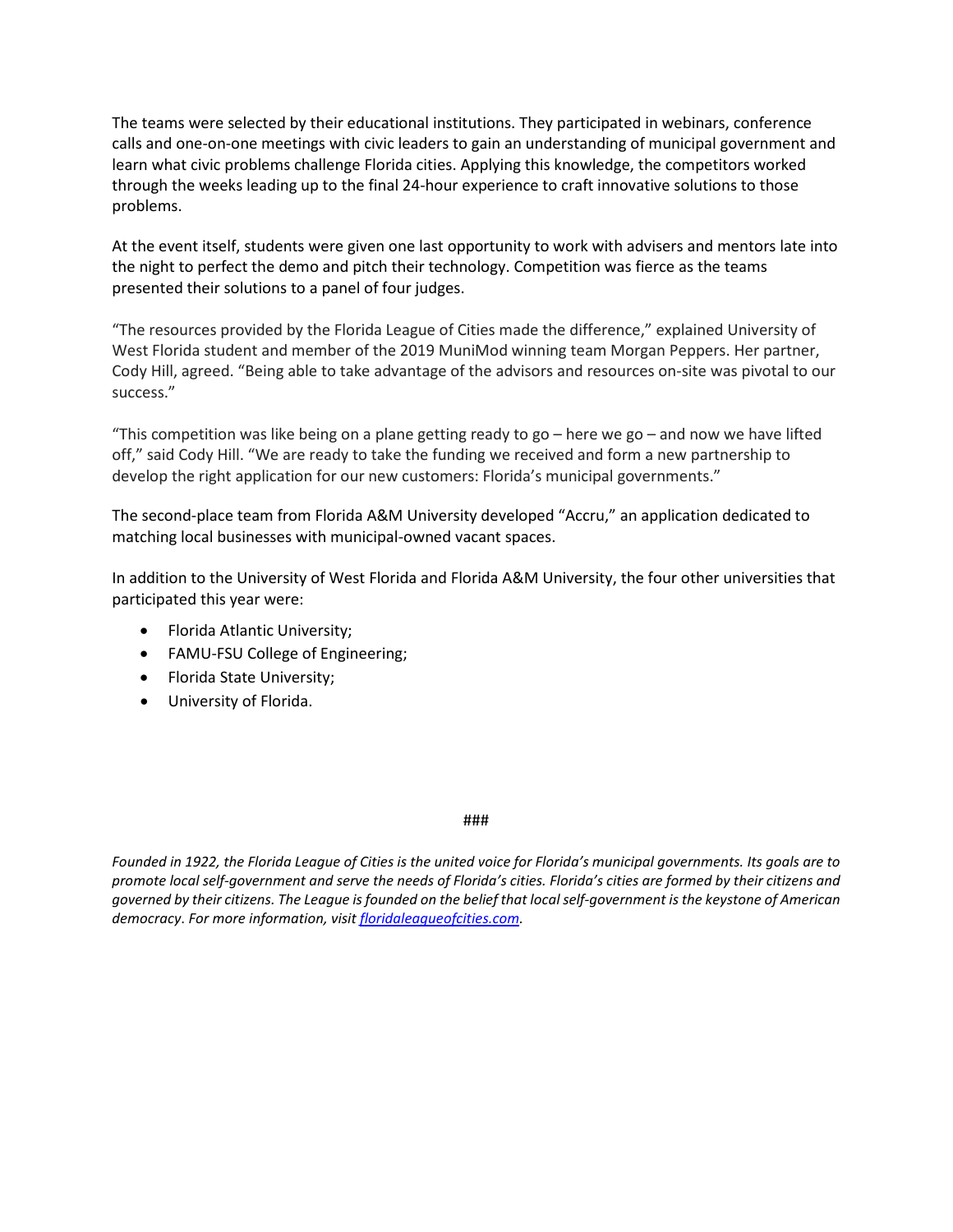The teams were selected by their educational institutions. They participated in webinars, conference calls and one-on-one meetings with civic leaders to gain an understanding of municipal government and learn what civic problems challenge Florida cities. Applying this knowledge, the competitors worked through the weeks leading up to the final 24-hour experience to craft innovative solutions to those problems.

At the event itself, students were given one last opportunity to work with advisers and mentors late into the night to perfect the demo and pitch their technology. Competition was fierce as the teams presented their solutions to a panel of four judges.

"The resources provided by the Florida League of Cities made the difference," explained University of West Florida student and member of the 2019 MuniMod winning team Morgan Peppers. Her partner, Cody Hill, agreed. "Being able to take advantage of the advisors and resources on-site was pivotal to our success."

"This competition was like being on a plane getting ready to go – here we go – and now we have lifted off," said Cody Hill. "We are ready to take the funding we received and form a new partnership to develop the right application for our new customers: Florida's municipal governments."

The second-place team from Florida A&M University developed "Accru," an application dedicated to matching local businesses with municipal-owned vacant spaces.

In addition to the University of West Florida and Florida A&M University, the four other universities that participated this year were:

- Florida Atlantic University;
- FAMU-FSU College of Engineering;
- Florida State University;
- University of Florida.

###

*Founded in 1922, the Florida League of Cities is the united voice for Florida's municipal governments. Its goals are to promote local self-government and serve the needs of Florida's cities. Florida's cities are formed by their citizens and governed by their citizens. The League is founded on the belief that local self-government is the keystone of American democracy. For more information, visit [floridaleagueofcities.com](floridaleagueofcities.com).*